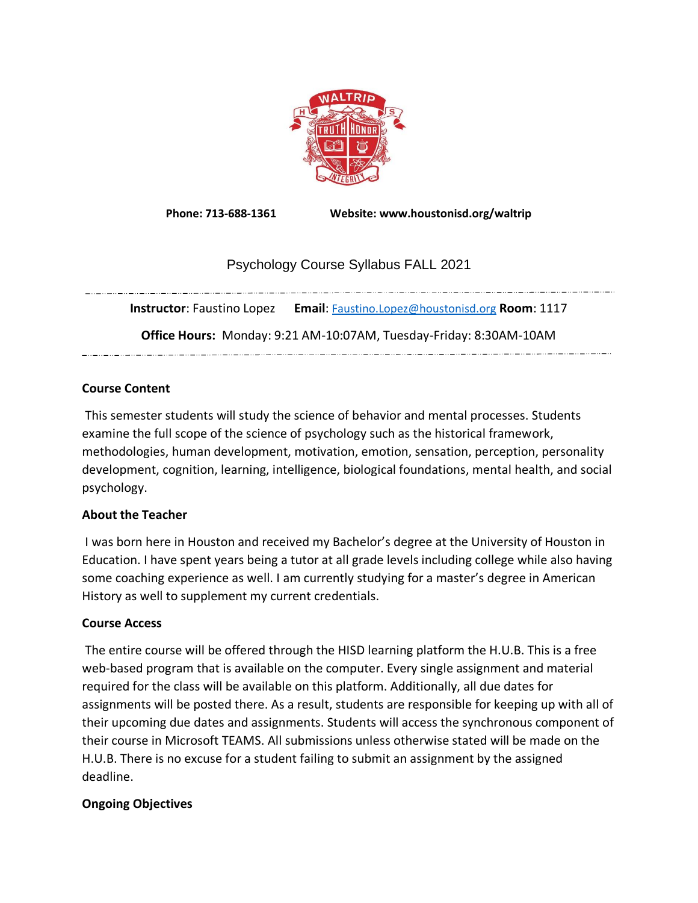**Phone: 713-688-1361** **Website: www.houstonisd.org/waltrip**

# Psychology Course Syllabus FALL 2021

**Instructor**: Faustino Lopez **Email**: Faustino.Lopez@houstonisd.org **Room**: 1117

**Office Hours:** Monday: 9:21 AM-10:07AM, Tuesday-Friday: 8:30AM-10AM

## Course Content

This semester students will study the science of behavior and mental processes. Students examine the full scope of the science of psychology such as the historical framework, methodologies, human development, motivation, emotion, sensation, perception, personality development, cognition, learning, intelligence, biological foundations, mental health, and social psychology.

## About the Teacher

I was born here in Houston and received my Bachelor's degree at the University of Houston in Education. I have spent years being a tutor at all grade levels including college while also having some coaching experience as well. I am currently studying for a master's degree in American History as well to supplement my current credentials.

## Course Access

The entire course will be offered through the HISD learning platform the H.U.B. This is a free web-based program that is available on the computer. Every single assignment and material required for the class will be available on this platform. Additionally, all due dates for assignments will be posted there. As a result, students are responsible for keeping up with all of their upcoming due dates and assignments. Students will access the synchronous component of their course in Microsoft TEAMS. All submissions unless otherwise stated will be made on the H.U.B. There is no excuse for a student failing to submit an assignment by the assigned deadline.

## Ongoing Objectives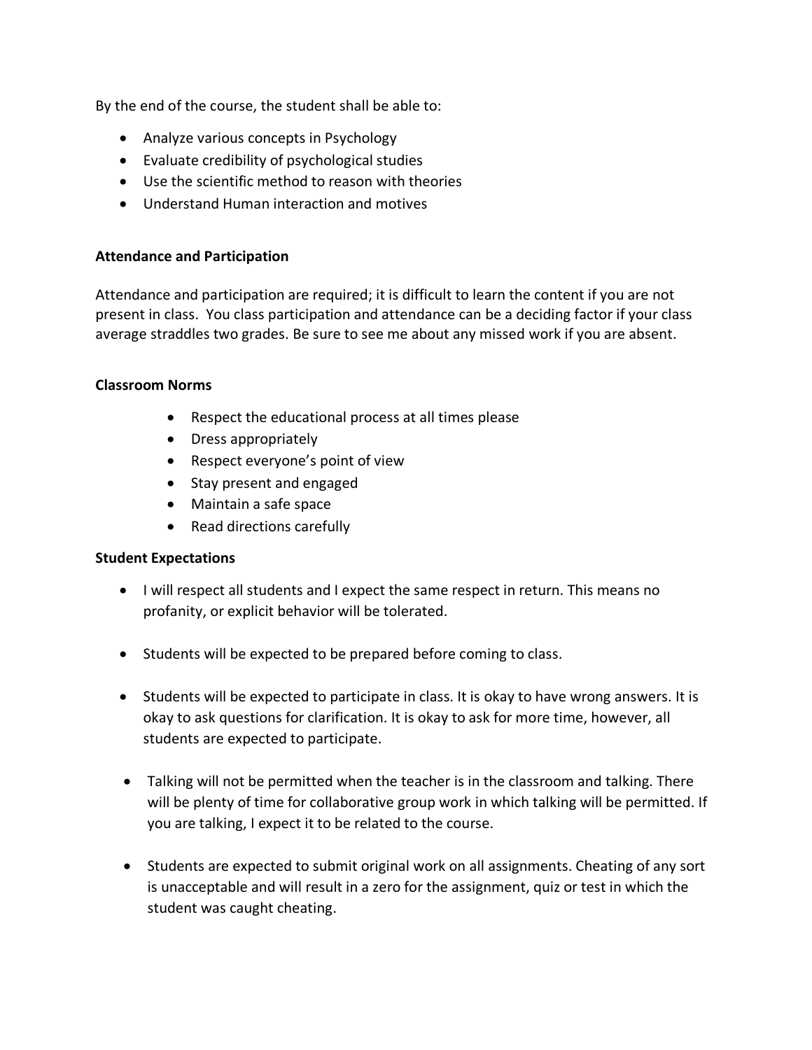By the end of the course, the student shall be able to:

- Analyze various concepts in Psychology
- Evaluate credibility of psychological studies
- Use the scientific method to reason with theories
- Understand Human interaction and motives

**Attendance and Participation**

Attendance and participation are required; it is difficult to learn the content if you are not present in class. You class participation and attendance can be a deciding factor if your class average straddles two grades. Be sure to see me about any missed work if you are absent.

**Classroom Norms**

- Respect the educational process at all times please
- Dress appropriately
- Respect everyone's point of view
- Stay present and engaged
- Maintain a safe space
- Read directions carefully

**Student Expectations**

- I will respect all students and I expect the same respect in return. This means no profanity, or explicit behavior will be tolerated.

- Students will be expected to be prepared before coming to class.

- Students will be expected to participate in class. It is okay to have wrong answers. It is okay to ask questions for clarification. It is okay to ask for more time, however, all students are expected to participate.

- Talking will not be permitted when the teacher is in the classroom and talking. There will be plenty of time for collaborative group work in which talking will be permitted. If you are talking, I expect it to be related to the course.

- Students are expected to submit original work on all assignments. Cheating of any sort is unacceptable and will result in a zero for the assignment, quiz or test in which the student was caught cheating.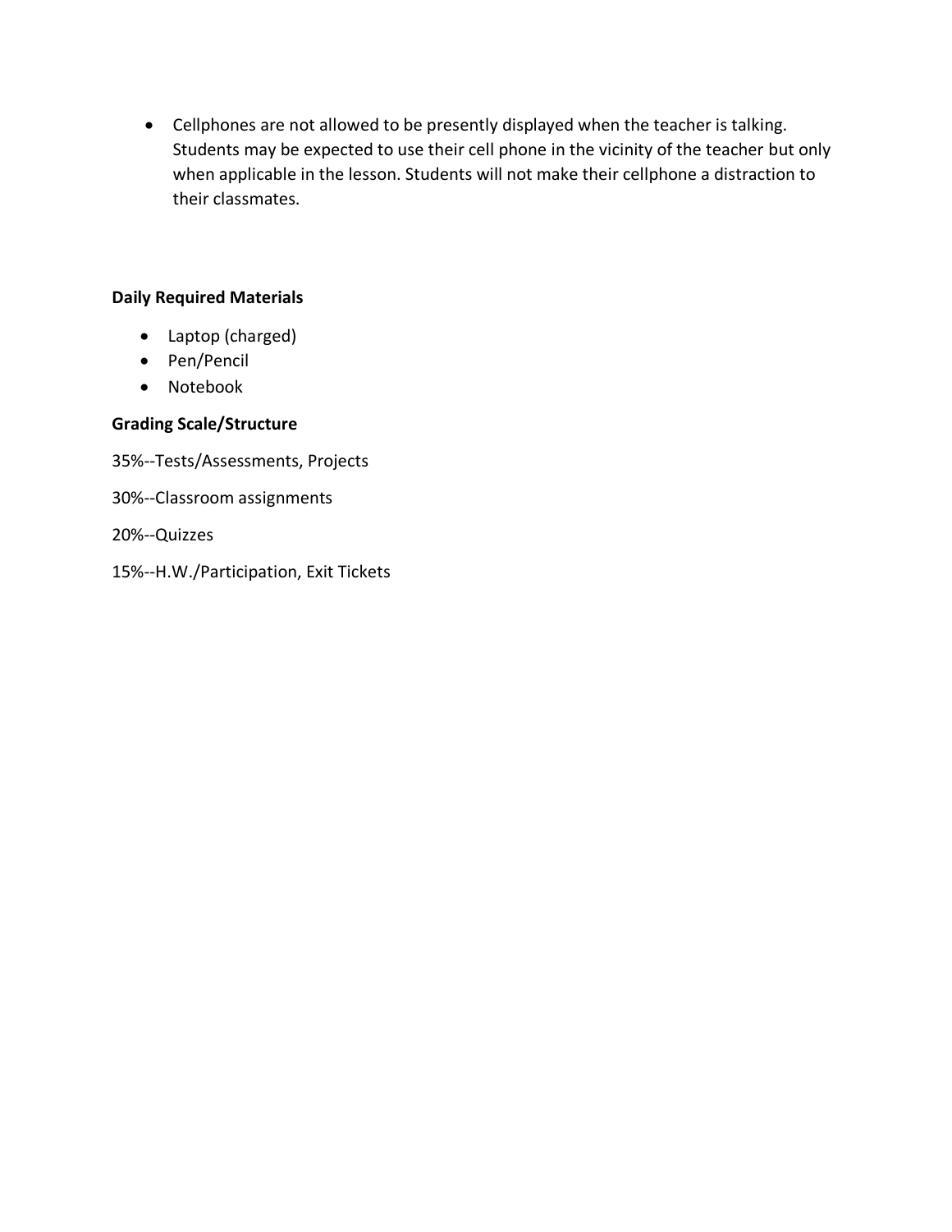- Cellphones are not allowed to be presently displayed when the teacher is talking. Students may be expected to use their cell phone in the vicinity of the teacher but only when applicable in the lesson. Students will not make their cellphone a distraction to their classmates.

**Daily Required Materials**

- Laptop (charged)
- Pen/Pencil
- Notebook

**Grading Scale/Structure**

35%--Tests/Assessments, Projects

30%--Classroom assignments

20%--Quizzes

15%--H.W./Participation, Exit Tickets